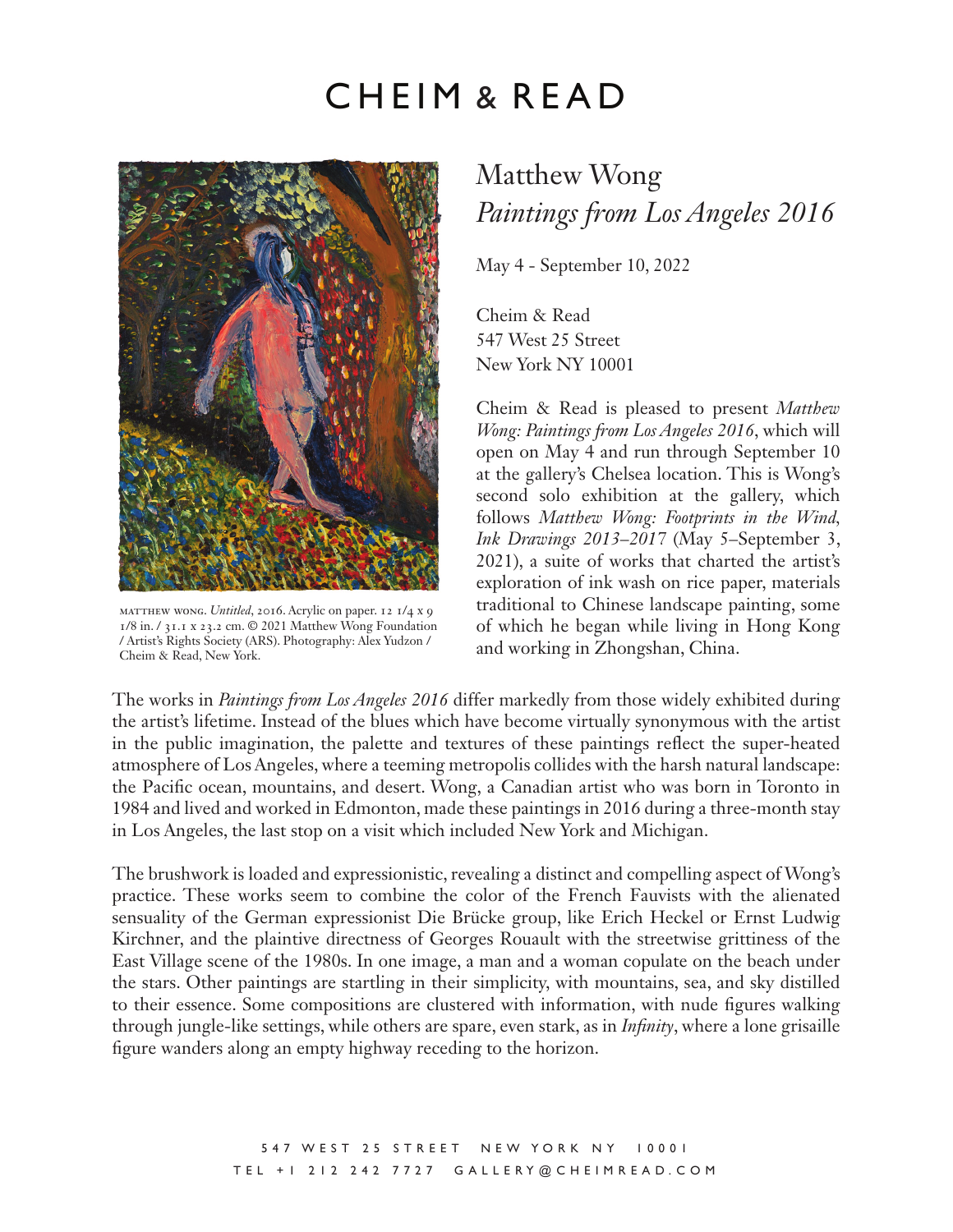# CHEIM & READ

MATTHEW WONG. *Untitled*, 2016. Acrylic on paper. 12 1/4 x 9 1/8 in. / 31.1 x 23.2 cm. © 2021 Matthew Wong Foundation / Artist's Rights Society (ARS). Photography: Alex Yudzon / Cheim & Read, New York.

## Matthew Wong
## *Paintings from Los Angeles 2016*

May 4 - September 10, 2022

Cheim & Read
547 West 25 Street
New York NY 10001

Cheim & Read is pleased to present *Matthew Wong: Paintings from Los Angeles 2016*, which will open on May 4 and run through September 10 at the gallery's Chelsea location. This is Wong's second solo exhibition at the gallery, which follows *Matthew Wong: Footprints in the Wind, Ink Drawings 2013–2017* (May 5–September 3, 2021), a suite of works that charted the artist's exploration of ink wash on rice paper, materials traditional to Chinese landscape painting, some of which he began while living in Hong Kong and working in Zhongshan, China.

The works in *Paintings from Los Angeles 2016* differ markedly from those widely exhibited during the artist's lifetime. Instead of the blues which have become virtually synonymous with the artist in the public imagination, the palette and textures of these paintings reflect the super-heated atmosphere of Los Angeles, where a teeming metropolis collides with the harsh natural landscape: the Pacific ocean, mountains, and desert. Wong, a Canadian artist who was born in Toronto in 1984 and lived and worked in Edmonton, made these paintings in 2016 during a three-month stay in Los Angeles, the last stop on a visit which included New York and Michigan.

The brushwork is loaded and expressionistic, revealing a distinct and compelling aspect of Wong's practice. These works seem to combine the color of the French Fauvists with the alienated sensuality of the German expressionist Die Brücke group, like Erich Heckel or Ernst Ludwig Kirchner, and the plaintive directness of Georges Rouault with the streetwise grittiness of the East Village scene of the 1980s. In one image, a man and a woman copulate on the beach under the stars. Other paintings are startling in their simplicity, with mountains, sea, and sky distilled to their essence. Some compositions are clustered with information, with nude figures walking through jungle-like settings, while others are spare, even stark, as in *Infinity*, where a lone grisaille figure wanders along an empty highway receding to the horizon.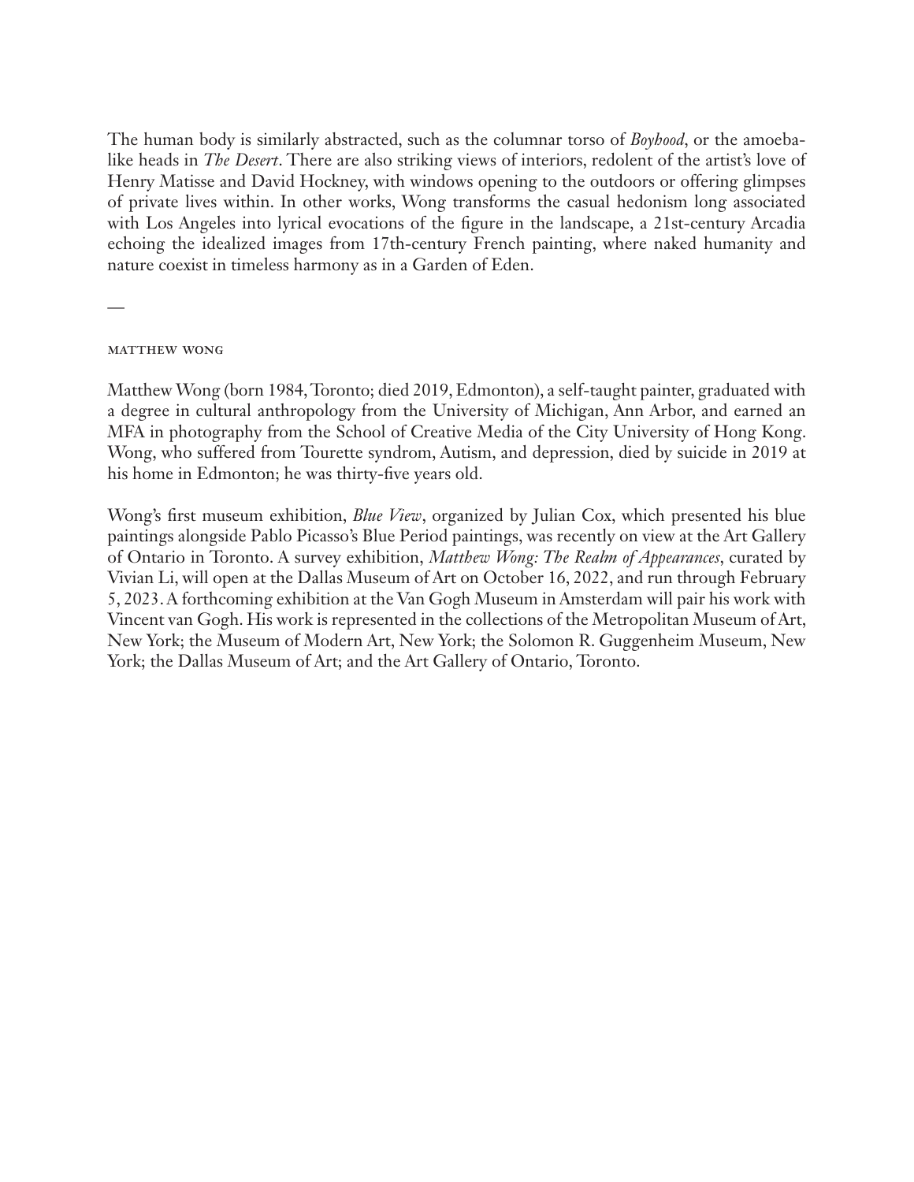The human body is similarly abstracted, such as the columnar torso of *Boyhood*, or the amoeba-like heads in *The Desert*. There are also striking views of interiors, redolent of the artist's love of Henry Matisse and David Hockney, with windows opening to the outdoors or offering glimpses of private lives within. In other works, Wong transforms the casual hedonism long associated with Los Angeles into lyrical evocations of the figure in the landscape, a 21st-century Arcadia echoing the idealized images from 17th-century French painting, where naked humanity and nature coexist in timeless harmony as in a Garden of Eden.

—

## MATTHEW WONG

Matthew Wong (born 1984, Toronto; died 2019, Edmonton), a self-taught painter, graduated with a degree in cultural anthropology from the University of Michigan, Ann Arbor, and earned an MFA in photography from the School of Creative Media of the City University of Hong Kong. Wong, who suffered from Tourette syndrom, Autism, and depression, died by suicide in 2019 at his home in Edmonton; he was thirty-five years old.

Wong's first museum exhibition, *Blue View*, organized by Julian Cox, which presented his blue paintings alongside Pablo Picasso's Blue Period paintings, was recently on view at the Art Gallery of Ontario in Toronto. A survey exhibition, *Matthew Wong: The Realm of Appearances*, curated by Vivian Li, will open at the Dallas Museum of Art on October 16, 2022, and run through February 5, 2023. A forthcoming exhibition at the Van Gogh Museum in Amsterdam will pair his work with Vincent van Gogh. His work is represented in the collections of the Metropolitan Museum of Art, New York; the Museum of Modern Art, New York; the Solomon R. Guggenheim Museum, New York; the Dallas Museum of Art; and the Art Gallery of Ontario, Toronto.